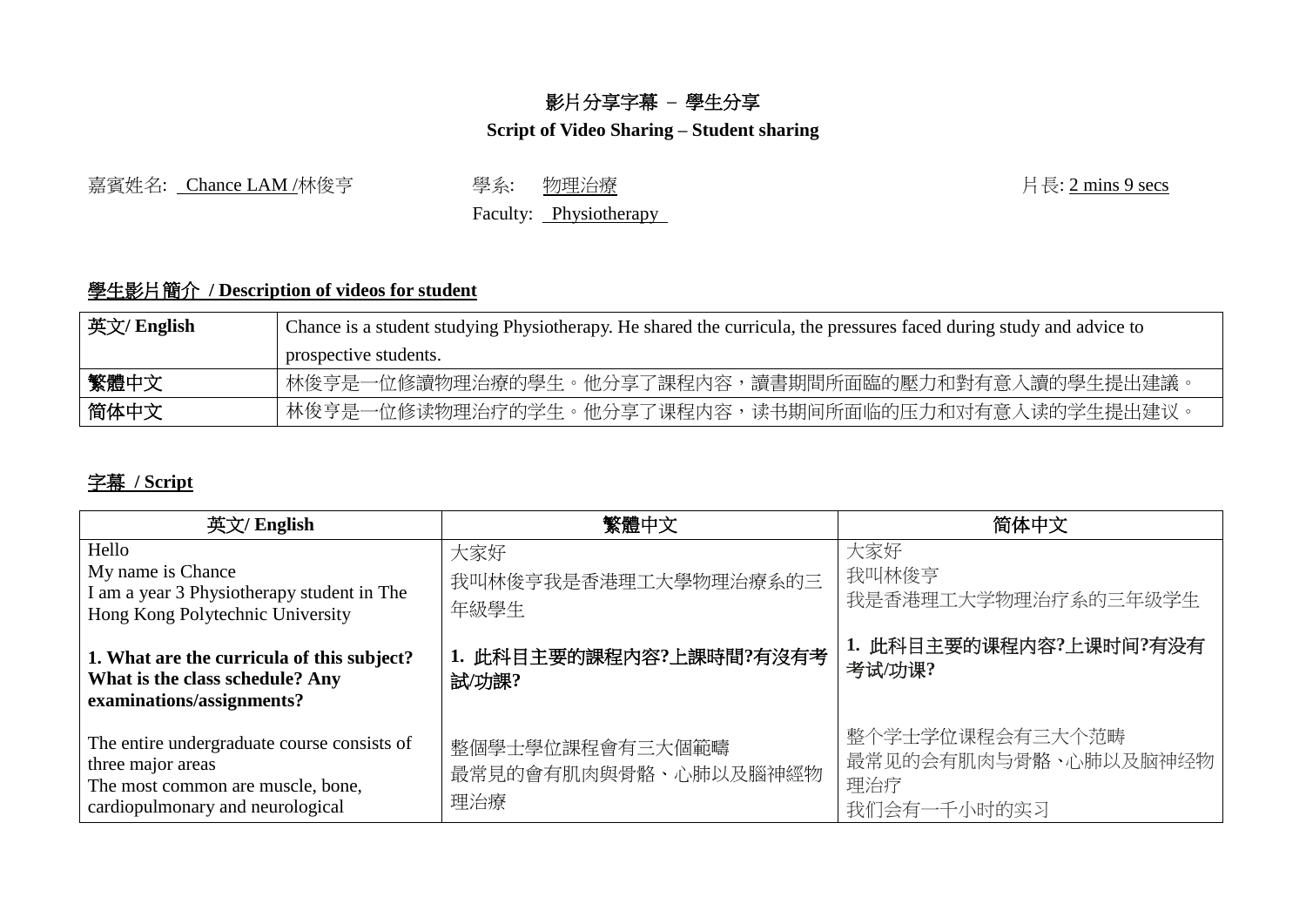# 影片分享字幕 – 學生分享

## Script of Video Sharing – Student sharing

嘉賓姓名: Chance LAM /林俊亨　　學系: 物理治療　　片長: 2 mins 9 secs

Faculty: Physiotherapy

## 學生影片簡介 / Description of videos for student

| 英文/ English | Chance is a student studying Physiotherapy. He shared the curricula, the pressures faced during study and advice to prospective students. |
|---|---|
| 繁體中文 | 林俊亨是一位修讀物理治療的學生。他分享了課程內容，讀書期間所面臨的壓力和對有意入讀的學生提出建議。 |
| 简体中文 | 林俊亨是一位修读物理治疗的学生。他分享了课程内容，读书期间所面临的压力和对有意入读的学生提出建议。 |

## 字幕 / Script

| 英文/ English | 繁體中文 | 简体中文 |
|---|---|---|
| Hello<br>My name is Chance<br>I am a year 3 Physiotherapy student in The Hong Kong Polytechnic University | 大家好<br>我叫林俊亨我是香港理工大學物理治療系的三年級學生 | 大家好<br>我叫林俊亨<br>我是香港理工大学物理治疗系的三年级学生 |
| **1. What are the curricula of this subject? What is the class schedule? Any examinations/assignments?** | **1. 此科目主要的課程內容?上課時間?有沒有考試/功課?** | **1. 此科目主要的课程内容?上课时间?有没有考试/功课?** |
| The entire undergraduate course consists of three major areas<br>The most common are muscle, bone, cardiopulmonary and neurological | 整個學士學位課程會有三大個範疇<br>最常見的會有肌肉與骨骼、心肺以及腦神經物理治療 | 整个学士学位课程会有三大个范畴<br>最常见的会有肌肉与骨骼、心肺以及脑神经物理治疗<br>我们会有一千小时的实习 |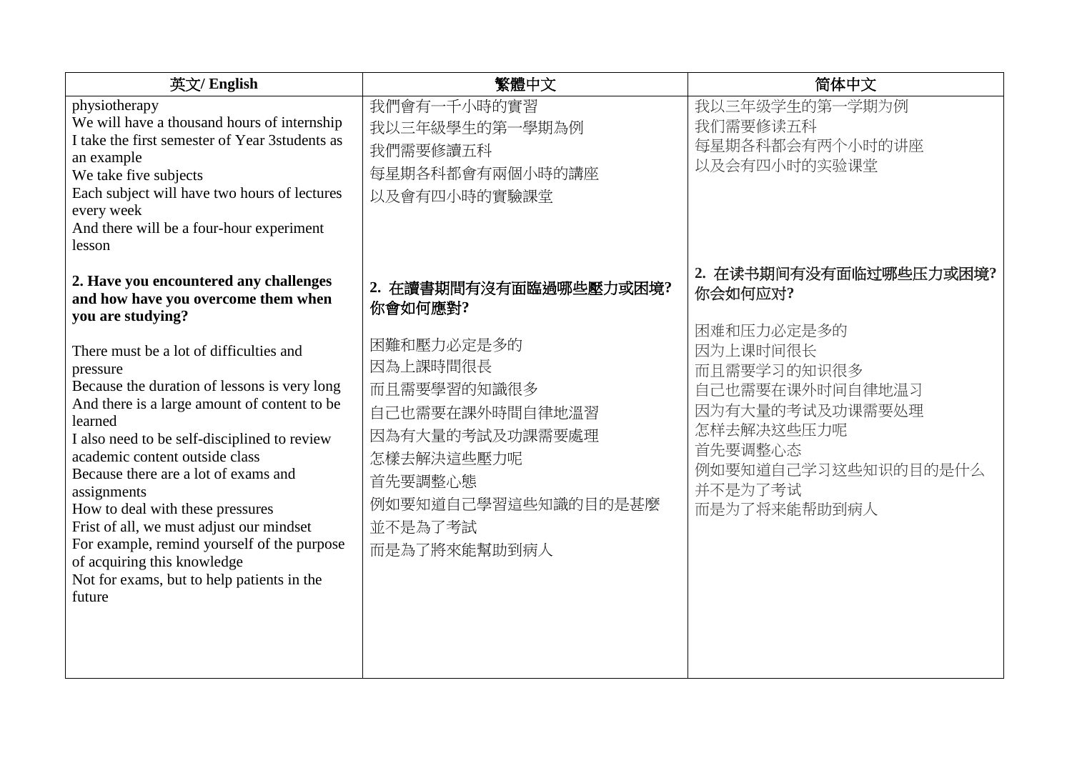| 英文/ English | 繁體中文 | 简体中文 |
|---|---|---|
| physiotherapy<br>We will have a thousand hours of internship<br>I take the first semester of Year 3students as an example<br>We take five subjects<br>Each subject will have two hours of lectures every week<br>And there will be a four-hour experiment lesson | 我們會有一千小時的實習<br>我以三年級學生的第一學期為例<br>我們需要修讀五科<br>每星期各科都會有兩個小時的講座<br>以及會有四小時的實驗課堂 | 我以三年级学生的第一学期为例<br>我们需要修读五科<br>每星期各科都会有两个小时的讲座<br>以及会有四小时的实验课堂 |
| **2. Have you encountered any challenges and how have you overcome them when you are studying?**<br><br>There must be a lot of difficulties and pressure<br>Because the duration of lessons is very long<br>And there is a large amount of content to be learned<br>I also need to be self-disciplined to review academic content outside class<br>Because there are a lot of exams and assignments<br>How to deal with these pressures<br>Frist of all, we must adjust our mindset<br>For example, remind yourself of the purpose of acquiring this knowledge<br>Not for exams, but to help patients in the future | **2. 在讀書期間有沒有面臨過哪些壓力或困境? 你會如何應對?**<br><br>困難和壓力必定是多的<br>因為上課時間很長<br>而且需要學習的知識很多<br>自己也需要在課外時間自律地溫習<br>因為有大量的考試及功課需要處理<br>怎樣去解決這些壓力呢<br>首先要調整心態<br>例如要知道自己學習這些知識的目的是甚麼<br>並不是為了考試<br>而是為了將來能幫助到病人 | **2. 在读书期间有没有面临过哪些压力或困境? 你会如何应对?**<br><br>困难和压力必定是多的<br>因为上课时间很长<br>而且需要学习的知识很多<br>自己也需要在课外时间自律地温习<br>因为有大量的考试及功课需要处理<br>怎样去解决这些压力呢<br>首先要调整心态<br>例如要知道自己学习这些知识的目的是什么<br>并不是为了考试<br>而是为了将来能帮助到病人 |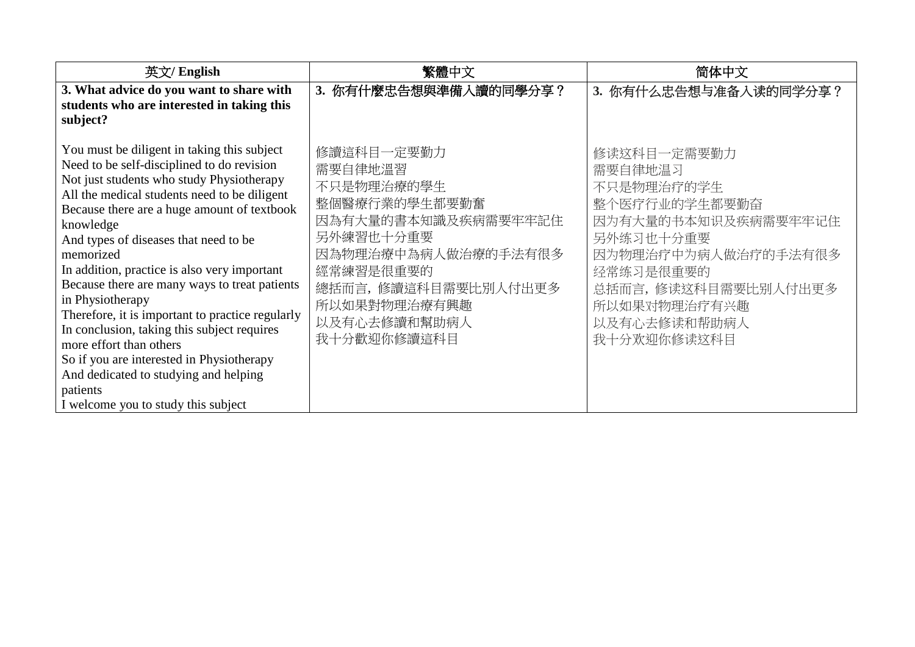| 英文/ English | 繁體中文 | 简体中文 |
|---|---|---|
| **3. What advice do you want to share with students who are interested in taking this subject?** | **3. 你有什麼忠告想與準備入讀的同學分享？** | **3. 你有什么忠告想与准备入读的同学分享？** |
| You must be diligent in taking this subject<br>Need to be self-disciplined to do revision<br>Not just students who study Physiotherapy<br>All the medical students need to be diligent<br>Because there are a huge amount of textbook knowledge<br>And types of diseases that need to be memorized<br>In addition, practice is also very important<br>Because there are many ways to treat patients in Physiotherapy<br>Therefore, it is important to practice regularly<br>In conclusion, taking this subject requires more effort than others<br>So if you are interested in Physiotherapy<br>And dedicated to studying and helping patients<br>I welcome you to study this subject | 修讀這科目一定要勤力<br>需要自律地溫習<br>不只是物理治療的學生<br>整個醫療行業的學生都要勤奮<br>因為有大量的書本知識及疾病需要牢牢記住<br>另外練習也十分重要<br>因為物理治療中為病人做治療的手法有很多<br>經常練習是很重要的<br>總括而言，修讀這科目需要比別人付出更多<br>所以如果對物理治療有興趣<br>以及有心去修讀和幫助病人<br>我十分歡迎你修讀這科目 | 修读这科目一定需要勤力<br>需要自律地温习<br>不只是物理治疗的学生<br>整个医疗行业的学生都要勤奋<br>因为有大量的书本知识及疾病需要牢牢记住<br>另外练习也十分重要<br>因为物理治疗中为病人做治疗的手法有很多<br>经常练习是很重要的<br>总括而言，修读这科目需要比别人付出更多<br>所以如果对物理治疗有兴趣<br>以及有心去修读和帮助病人<br>我十分欢迎你修读这科目 |